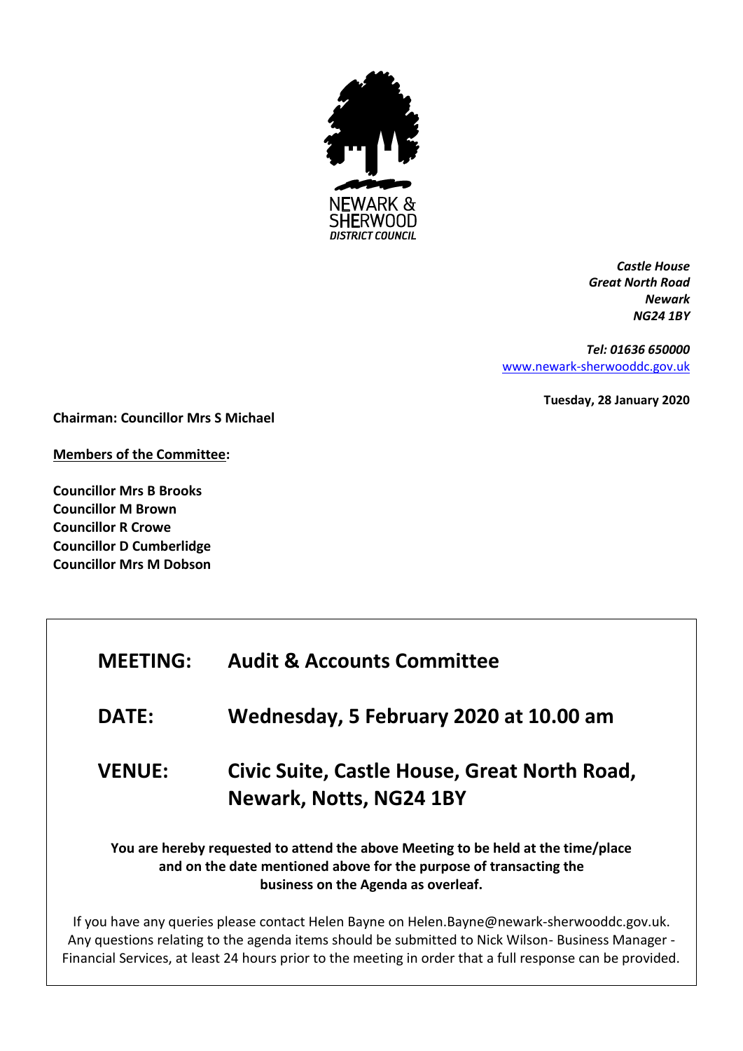NEWARK & SHERWOOD
*DISTRICT COUNCIL*

***Castle House***
***Great North Road***
***Newark***
***NG24 1BY***

***Tel: 01636 650000***
www.newark-sherwooddc.gov.uk

**Tuesday, 28 January 2020**

**Chairman: Councillor Mrs S Michael**

**Members of the Committee:**

**Councillor Mrs B Brooks**
**Councillor M Brown**
**Councillor R Crowe**
**Councillor D Cumberlidge**
**Councillor Mrs M Dobson**

| | |
|---|---|
| **MEETING:** | **Audit & Accounts Committee** |
| **DATE:** | **Wednesday, 5 February 2020 at 10.00 am** |
| **VENUE:** | **Civic Suite, Castle House, Great North Road, Newark, Notts, NG24 1BY** |

**You are hereby requested to attend the above Meeting to be held at the time/place and on the date mentioned above for the purpose of transacting the business on the Agenda as overleaf.**

If you have any queries please contact Helen Bayne on Helen.Bayne@newark-sherwooddc.gov.uk. Any questions relating to the agenda items should be submitted to Nick Wilson- Business Manager - Financial Services, at least 24 hours prior to the meeting in order that a full response can be provided.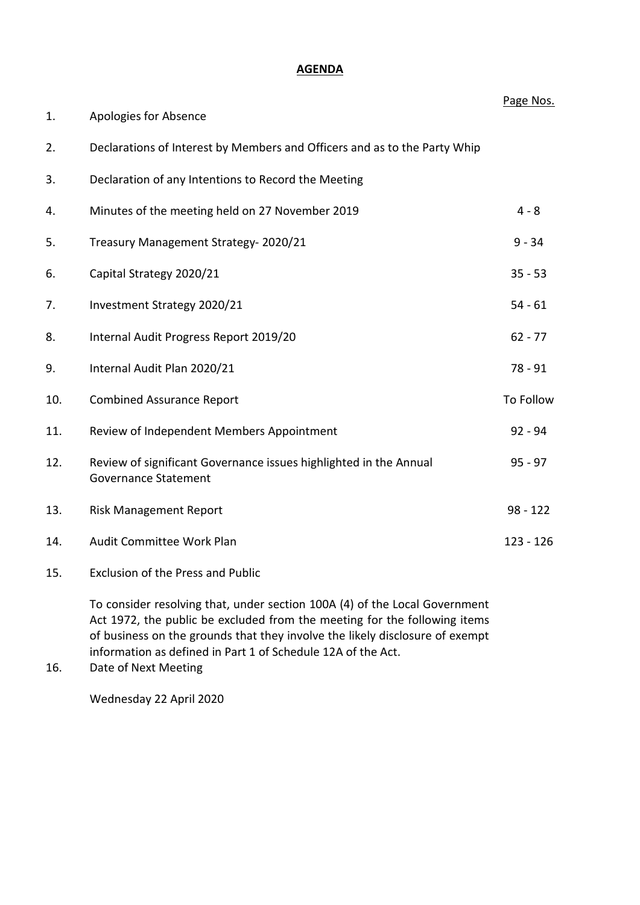# AGENDA

| | | |
|---|---|---|
| | | Page Nos. |
| 1. | Apologies for Absence | |
| 2. | Declarations of Interest by Members and Officers and as to the Party Whip | |
| 3. | Declaration of any Intentions to Record the Meeting | |
| 4. | Minutes of the meeting held on 27 November 2019 | 4 - 8 |
| 5. | Treasury Management Strategy- 2020/21 | 9 - 34 |
| 6. | Capital Strategy 2020/21 | 35 - 53 |
| 7. | Investment Strategy 2020/21 | 54 - 61 |
| 8. | Internal Audit Progress Report 2019/20 | 62 - 77 |
| 9. | Internal Audit Plan 2020/21 | 78 - 91 |
| 10. | Combined Assurance Report | To Follow |
| 11. | Review of Independent Members Appointment | 92 - 94 |
| 12. | Review of significant Governance issues highlighted in the Annual Governance Statement | 95 - 97 |
| 13. | Risk Management Report | 98 - 122 |
| 14. | Audit Committee Work Plan | 123 - 126 |
| 15. | Exclusion of the Press and Public | |

To consider resolving that, under section 100A (4) of the Local Government Act 1972, the public be excluded from the meeting for the following items of business on the grounds that they involve the likely disclosure of exempt information as defined in Part 1 of Schedule 12A of the Act.

16. Date of Next Meeting

Wednesday 22 April 2020